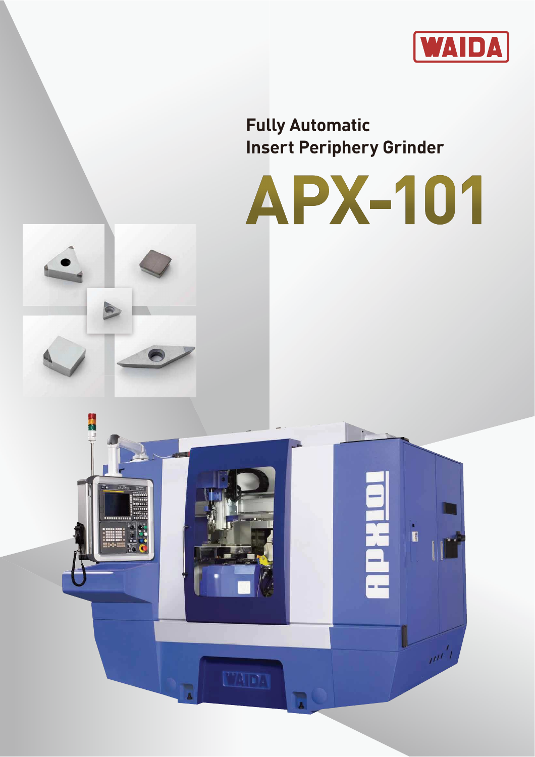WAIDA

# Fully Automatic Insert Periphery Grinder

# APX-101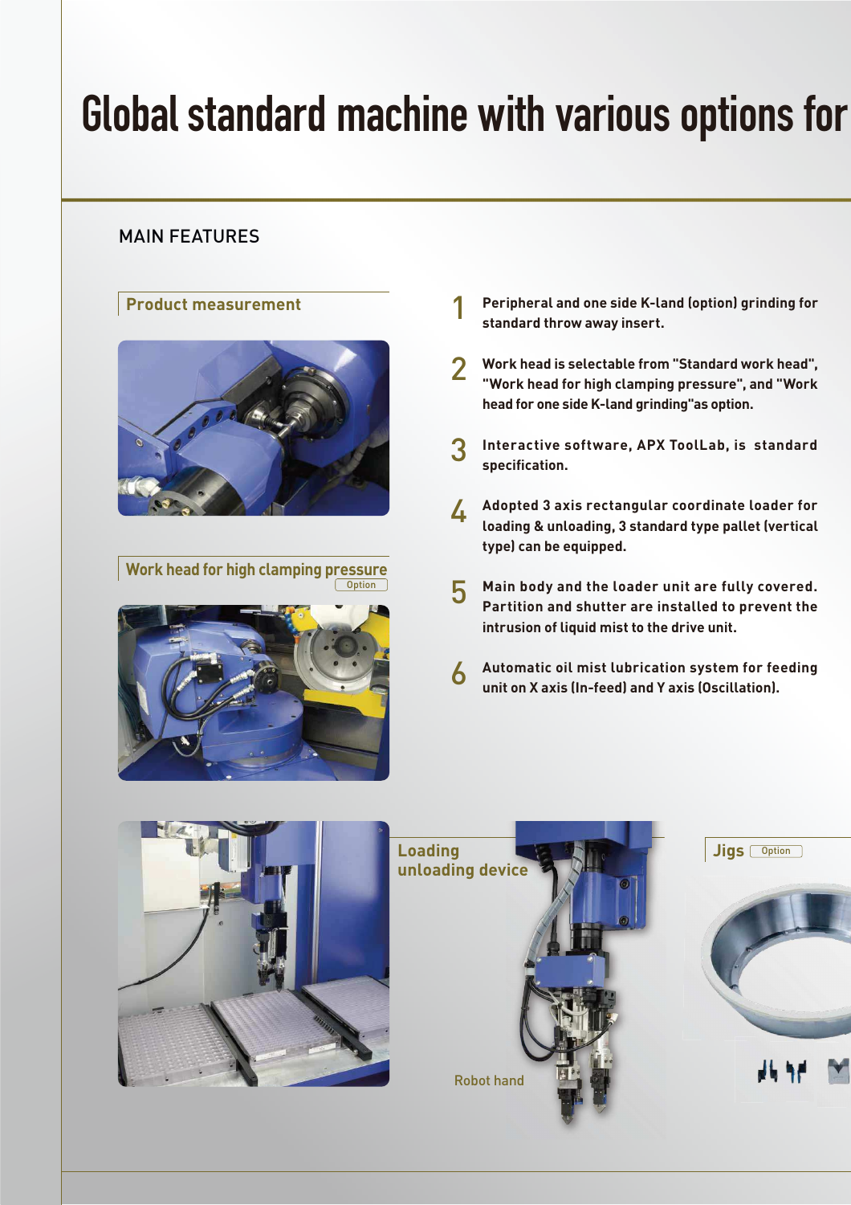# Global standard machine with various options for

## MAIN FEATURES

**Product measurement**

**Work head for high clamping pressure** Option

1. Peripheral and one side K-land (option) grinding for standard throw away insert.
2. Work head is selectable from "Standard work head", "Work head for high clamping pressure", and "Work head for one side K-land grinding"as option.
3. Interactive software, APX ToolLab, is standard specification.
4. Adopted 3 axis rectangular coordinate loader for loading & unloading, 3 standard type pallet (vertical type) can be equipped.
5. Main body and the loader unit are fully covered. Partition and shutter are installed to prevent the intrusion of liquid mist to the drive unit.
6. Automatic oil mist lubrication system for feeding unit on X axis (In-feed) and Y axis (Oscillation).

**Loading unloading device**

Robot hand

**Jigs** Option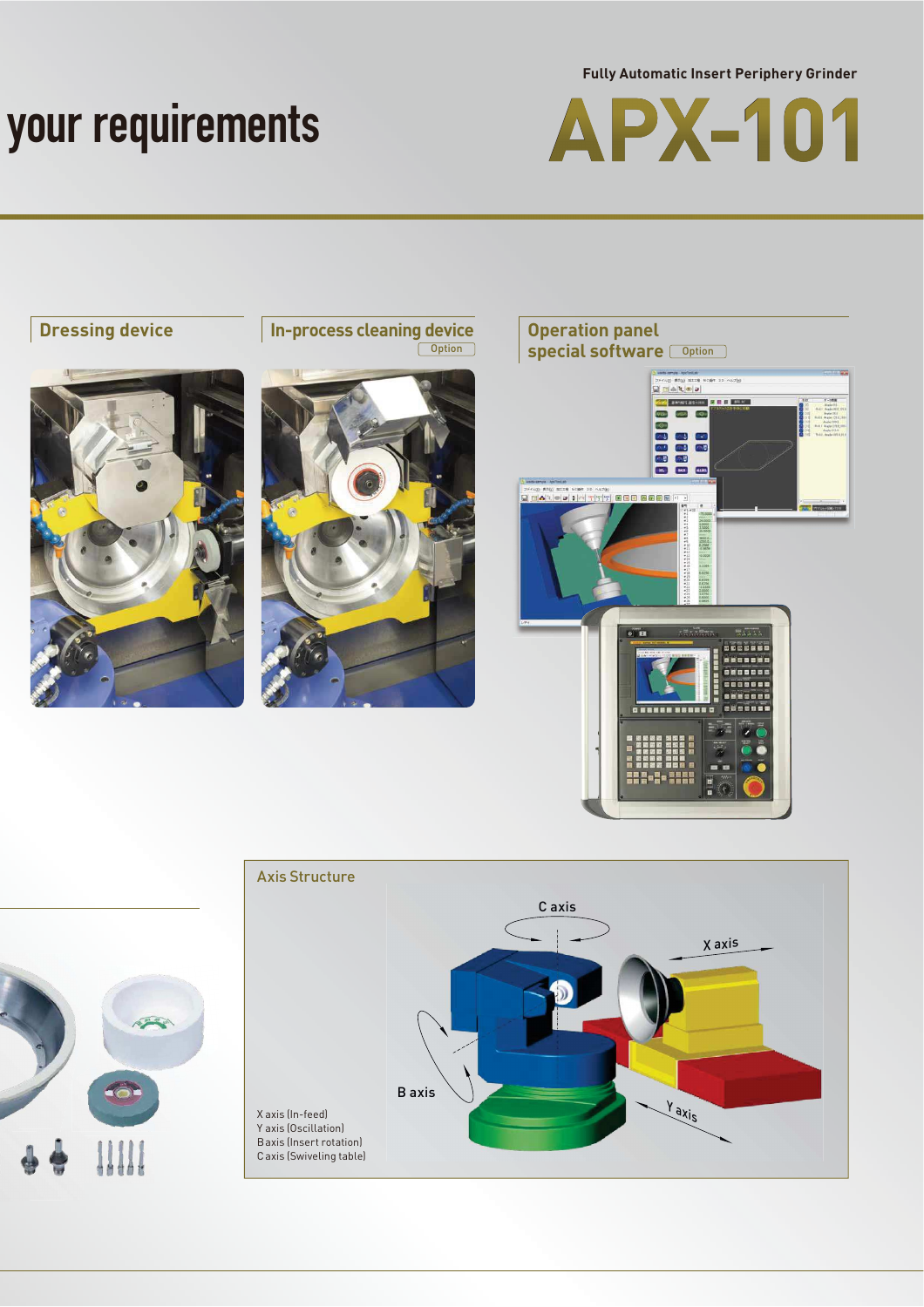your requirements

Fully Automatic Insert Periphery Grinder

# APX-101

## Dressing device

## In-process cleaning device

Option

## Operation panel special software

Option

## Axis Structure

C axis

X axis

B axis

Y axis

X axis (In-feed)
Y axis (Oscillation)
B axis (Insert rotation)
C axis (Swiveling table)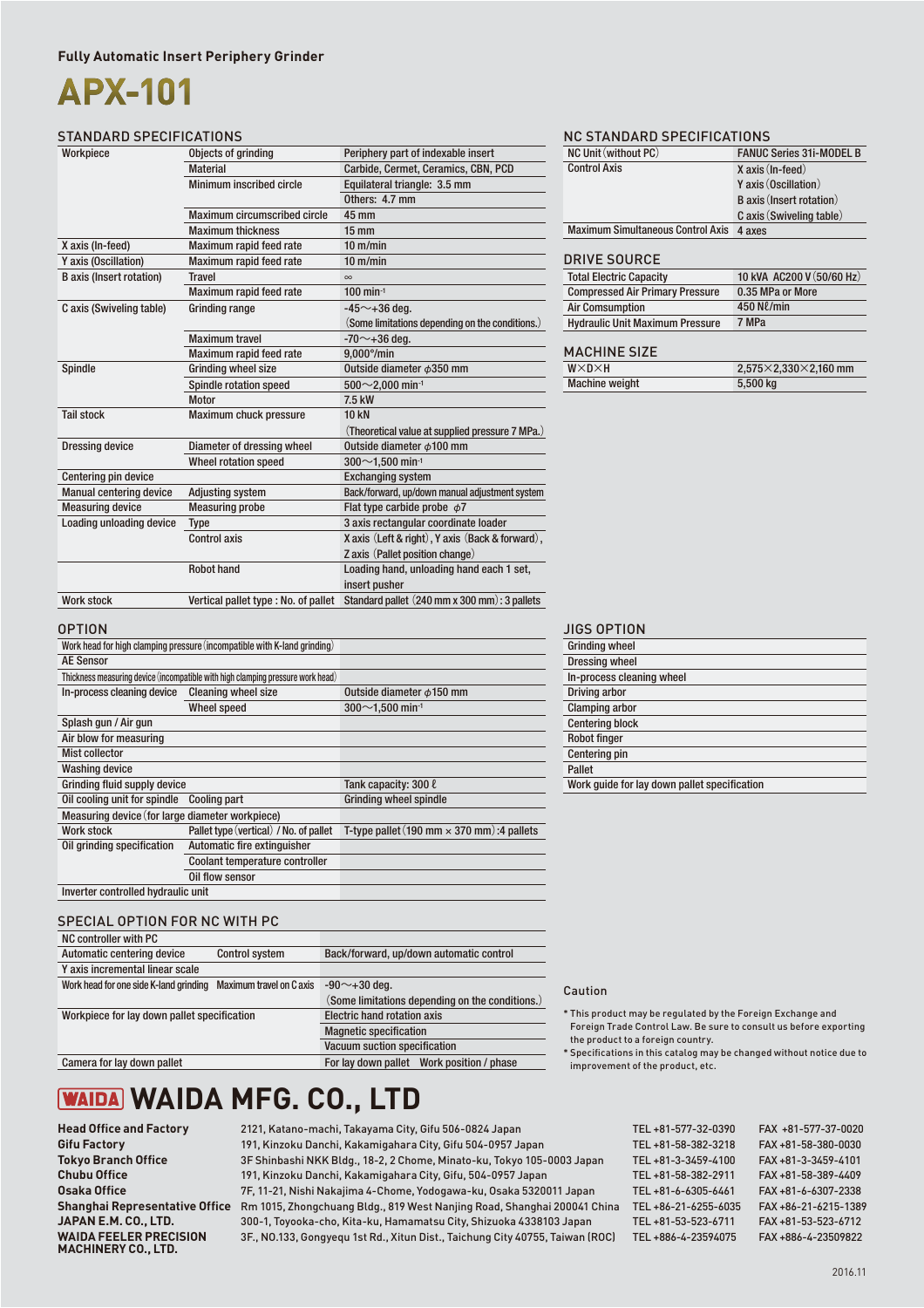Fully Automatic Insert Periphery Grinder

# APX-101

## STANDARD SPECIFICATIONS

| | | |
|---|---|---|
| Workpiece | Objects of grinding | Periphery part of indexable insert |
| | Material | Carbide, Cermet, Ceramics, CBN, PCD |
| | Minimum inscribed circle | Equilateral triangle: 3.5 mm |
| | | Others: 4.7 mm |
| | Maximum circumscribed circle | 45 mm |
| | Maximum thickness | 15 mm |
| X axis (In-feed) | Maximum rapid feed rate | 10 m/min |
| Y axis (Oscillation) | Maximum rapid feed rate | 10 m/min |
| B axis (Insert rotation) | Travel | ∞ |
| | Maximum rapid feed rate | 100 min$^{-1}$ |
| C axis (Swiveling table) | Grinding range | -45〜+36 deg. |
| | | (Some limitations depending on the conditions.) |
| | Maximum travel | -70〜+36 deg. |
| | Maximum rapid feed rate | 9,000°/min |
| Spindle | Grinding wheel size | Outside diameter $\phi$350 mm |
| | Spindle rotation speed | 500〜2,000 min$^{-1}$ |
| | Motor | 7.5 kW |
| Tail stock | Maximum chuck pressure | 10 kN |
| | | (Theoretical value at supplied pressure 7 MPa.) |
| Dressing device | Diameter of dressing wheel | Outside diameter $\phi$100 mm |
| | Wheel rotation speed | 300〜1,500 min$^{-1}$ |
| Centering pin device | | Exchanging system |
| Manual centering device | Adjusting system | Back/forward, up/down manual adjustment system |
| Measuring device | Measuring probe | Flat type carbide probe $\phi$7 |
| Loading unloading device | Type | 3 axis rectangular coordinate loader |
| | Control axis | X axis (Left & right), Y axis (Back & forward), Z axis (Pallet position change) |
| | Robot hand | Loading hand, unloading hand each 1 set, insert pusher |
| Work stock | Vertical pallet type : No. of pallet | Standard pallet (240 mm x 300 mm) : 3 pallets |

## NC STANDARD SPECIFICATIONS

| | |
|---|---|
| NC Unit (without PC) | FANUC Series 31i-MODEL B |
| Control Axis | X axis (In-feed) |
| | Y axis (Oscillation) |
| | B axis (Insert rotation) |
| | C axis (Swiveling table) |
| Maximum Simultaneous Control Axis | 4 axes |

## DRIVE SOURCE

| | |
|---|---|
| Total Electric Capacity | 10 kVA AC200 V (50/60 Hz) |
| Compressed Air Primary Pressure | 0.35 MPa or More |
| Air Comsumption | 450 Nℓ/min |
| Hydraulic Unit Maximum Pressure | 7 MPa |

## MACHINE SIZE

| | |
|---|---|
| W×D×H | 2,575×2,330×2,160 mm |
| Machine weight | 5,500 kg |

## OPTION

| | | |
|---|---|---|
| Work head for high clamping pressure (incompatible with K-land grinding) | | |
| AE Sensor | | |
| Thickness measuring device (incompatible with high clamping pressure work head) | | |
| In-process cleaning device | Cleaning wheel size | Outside diameter $\phi$150 mm |
| | Wheel speed | 300〜1,500 min$^{-1}$ |
| Splash gun / Air gun | | |
| Air blow for measuring | | |
| Mist collector | | |
| Washing device | | |
| Grinding fluid supply device | | Tank capacity: 300 ℓ |
| Oil cooling unit for spindle | Cooling part | Grinding wheel spindle |
| Measuring device (for large diameter workpiece) | | |
| Work stock | Pallet type (vertical) / No. of pallet | T-type pallet (190 mm × 370 mm) :4 pallets |
| Oil grinding specification | Automatic fire extinguisher | |
| | Coolant temperature controller | |
| | Oil flow sensor | |
| Inverter controlled hydraulic unit | | |

## JIGS OPTION

| |
|---|
| Grinding wheel |
| Dressing wheel |
| In-process cleaning wheel |
| Driving arbor |
| Clamping arbor |
| Centering block |
| Robot finger |
| Centering pin |
| Pallet |
| Work guide for lay down pallet specification |

## SPECIAL OPTION FOR NC WITH PC

| | | |
|---|---|---|
| NC controller with PC | | |
| Automatic centering device | Control system | Back/forward, up/down automatic control |
| Y axis incremental linear scale | | |
| Work head for one side K-land grinding | Maximum travel on C axis | -90〜+30 deg. |
| | | (Some limitations depending on the conditions.) |
| Workpiece for lay down pallet specification | | Electric hand rotation axis |
| | | Magnetic specification |
| | | Vacuum suction specification |
| Camera for lay down pallet | | For lay down pallet Work position / phase |

## Caution

* This product may be regulated by the Foreign Exchange and Foreign Trade Control Law. Be sure to consult us before exporting the product to a foreign country.
* Specifications in this catalog may be changed without notice due to improvement of the product, etc.

# WAIDA WAIDA MFG. CO., LTD

| | | | |
|---|---|---|---|
| **Head Office and Factory** | 2121, Katano-machi, Takayama City, Gifu 506-0824 Japan | TEL +81-577-32-0390 | FAX +81-577-37-0020 |
| **Gifu Factory** | 191, Kinzoku Danchi, Kakamigahara City, Gifu 504-0957 Japan | TEL +81-58-382-3218 | FAX +81-58-380-0030 |
| **Tokyo Branch Office** | 3F Shinbashi NKK Bldg., 18-2, 2 Chome, Minato-ku, Tokyo 105-0003 Japan | TEL +81-3-3459-4100 | FAX +81-3-3459-4101 |
| **Chubu Office** | 191, Kinzoku Danchi, Kakamigahara City, Gifu, 504-0957 Japan | TEL +81-58-382-2911 | FAX +81-58-389-4409 |
| **Osaka Office** | 7F, 11-21, Nishi Nakajima 4-Chome, Yodogawa-ku, Osaka 5320011 Japan | TEL +81-6-6305-6461 | FAX +81-6-6307-2338 |
| **Shanghai Representative Office** | Rm 1015, Zhongchuang Bldg., 819 West Nanjing Road, Shanghai 200041 China | TEL +86-21-6255-6035 | FAX +86-21-6215-1389 |
| **JAPAN E.M. CO., LTD.** | 300-1, Toyooka-cho, Kita-ku, Hamamatsu City, Shizuoka 4338103 Japan | TEL +81-53-523-6711 | FAX +81-53-523-6712 |
| **WAIDA FEELER PRECISION MACHINERY CO., LTD.** | 3F., NO.133, Gongyequ 1st Rd., Xitun Dist., Taichung City 40755, Taiwan (ROC) | TEL +886-4-23594075 | FAX +886-4-23509822 |

2016.11